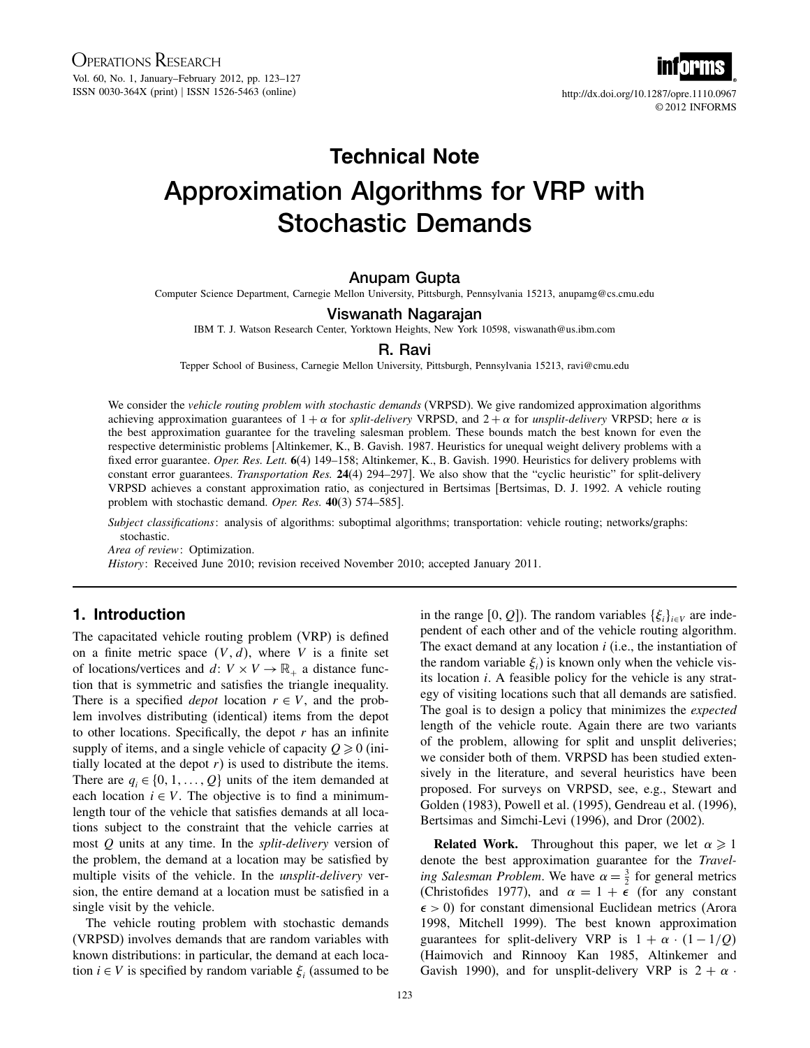**Technical Note**

# Approximation Algorithms for VRP with Stochastic Demands

**Anupam Gupta**
Computer Science Department, Carnegie Mellon University, Pittsburgh, Pennsylvania 15213, anupamg@cs.cmu.edu

**Viswanath Nagarajan**
IBM T. J. Watson Research Center, Yorktown Heights, New York 10598, viswanath@us.ibm.com

**R. Ravi**
Tepper School of Business, Carnegie Mellon University, Pittsburgh, Pennsylvania 15213, ravi@cmu.edu

We consider the *vehicle routing problem with stochastic demands* (VRPSD). We give randomized approximation algorithms achieving approximation guarantees of $1+\alpha$ for *split-delivery* VRPSD, and $2+\alpha$ for *unsplit-delivery* VRPSD; here $\alpha$ is the best approximation guarantee for the traveling salesman problem. These bounds match the best known for even the respective deterministic problems [Altinkemer, K., B. Gavish. 1987. Heuristics for unequal weight delivery problems with a fixed error guarantee. *Oper. Res. Lett.* **6**(4) 149–158; Altinkemer, K., B. Gavish. 1990. Heuristics for delivery problems with constant error guarantees. *Transportation Res.* **24**(4) 294–297]. We also show that the "cyclic heuristic" for split-delivery VRPSD achieves a constant approximation ratio, as conjectured in Bertsimas [Bertsimas, D. J. 1992. A vehicle routing problem with stochastic demand. *Oper. Res.* **40**(3) 574–585].

*Subject classifications*: analysis of algorithms: suboptimal algorithms; transportation: vehicle routing; networks/graphs: stochastic.

*Area of review*: Optimization.

*History*: Received June 2010; revision received November 2010; accepted January 2011.

## 1. Introduction

The capacitated vehicle routing problem (VRP) is defined on a finite metric space $(V, d)$, where $V$ is a finite set of locations/vertices and $d: V \times V \to \mathbb{R}_+$ a distance function that is symmetric and satisfies the triangle inequality. There is a specified *depot* location $r \in V$, and the problem involves distributing (identical) items from the depot to other locations. Specifically, the depot $r$ has an infinite supply of items, and a single vehicle of capacity $Q \geqslant 0$ (initially located at the depot $r$) is used to distribute the items. There are $q_i \in \{0, 1, \ldots, Q\}$ units of the item demanded at each location $i \in V$. The objective is to find a minimum-length tour of the vehicle that satisfies demands at all locations subject to the constraint that the vehicle carries at most $Q$ units at any time. In the *split-delivery* version of the problem, the demand at a location may be satisfied by multiple visits of the vehicle. In the *unsplit-delivery* version, the entire demand at a location must be satisfied in a single visit by the vehicle.

The vehicle routing problem with stochastic demands (VRPSD) involves demands that are random variables with known distributions: in particular, the demand at each location $i \in V$ is specified by random variable $\xi_i$ (assumed to be in the range $[0, Q]$). The random variables $\{\xi_i\}_{i\in V}$ are independent of each other and of the vehicle routing algorithm. The exact demand at any location $i$ (i.e., the instantiation of the random variable $\xi_i$) is known only when the vehicle visits its location $i$. A feasible policy for the vehicle is any strategy of visiting locations such that all demands are satisfied. The goal is to design a policy that minimizes the *expected* length of the vehicle route. Again there are two variants of the problem, allowing for split and unsplit deliveries; we consider both of them. VRPSD has been studied extensively in the literature, and several heuristics have been proposed. For surveys on VRPSD, see, e.g., Stewart and Golden (1983), Powell et al. (1995), Gendreau et al. (1996), Bertsimas and Simchi-Levi (1996), and Dror (2002).

**Related Work.** Throughout this paper, we let $\alpha \geqslant 1$ denote the best approximation guarantee for the *Traveling Salesman Problem*. We have $\alpha = \frac{3}{2}$ for general metrics (Christofides 1977), and $\alpha = 1+\epsilon$ (for any constant $\epsilon > 0$) for constant dimensional Euclidean metrics (Arora 1998, Mitchell 1999). The best known approximation guarantees for split-delivery VRP is $1+\alpha\cdot(1-1/Q)$ (Haimovich and Rinnooy Kan 1985, Altinkemer and Gavish 1990), and for unsplit-delivery VRP is $2+\alpha\cdot$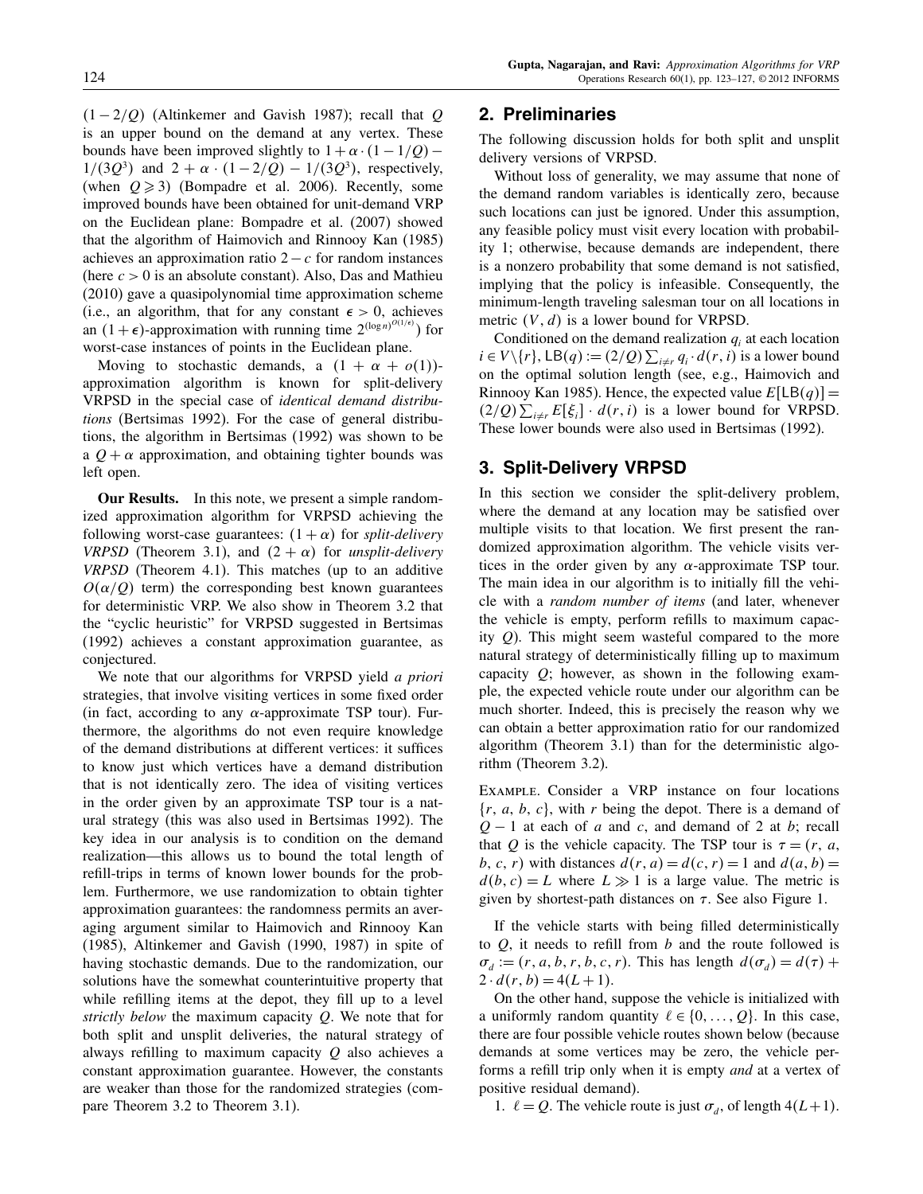$(1 - 2/Q)$ (Altinkemer and Gavish 1987); recall that $Q$ is an upper bound on the demand at any vertex. These bounds have been improved slightly to $1 + \alpha \cdot (1 - 1/Q) - 1/(3Q^3)$ and $2 + \alpha \cdot (1 - 2/Q) - 1/(3Q^3)$, respectively, (when $Q \geqslant 3$) (Bompadre et al. 2006). Recently, some improved bounds have been obtained for unit-demand VRP on the Euclidean plane: Bompadre et al. (2007) showed that the algorithm of Haimovich and Rinnooy Kan (1985) achieves an approximation ratio $2 - c$ for random instances (here $c > 0$ is an absolute constant). Also, Das and Mathieu (2010) gave a quasipolynomial time approximation scheme (i.e., an algorithm, that for any constant $\epsilon > 0$, achieves an $(1 + \epsilon)$-approximation with running time $2^{(\log n)^{O(1/\epsilon)}}$) for worst-case instances of points in the Euclidean plane.

Moving to stochastic demands, a $(1 + \alpha + o(1))$-approximation algorithm is known for split-delivery VRPSD in the special case of *identical demand distributions* (Bertsimas 1992). For the case of general distributions, the algorithm in Bertsimas (1992) was shown to be a $Q + \alpha$ approximation, and obtaining tighter bounds was left open.

**Our Results.** In this note, we present a simple randomized approximation algorithm for VRPSD achieving the following worst-case guarantees: $(1 + \alpha)$ for *split-delivery VRPSD* (Theorem 3.1), and $(2 + \alpha)$ for *unsplit-delivery VRPSD* (Theorem 4.1). This matches (up to an additive $O(\alpha/Q)$ term) the corresponding best known guarantees for deterministic VRP. We also show in Theorem 3.2 that the "cyclic heuristic" for VRPSD suggested in Bertsimas (1992) achieves a constant approximation guarantee, as conjectured.

We note that our algorithms for VRPSD yield *a priori* strategies, that involve visiting vertices in some fixed order (in fact, according to any $\alpha$-approximate TSP tour). Furthermore, the algorithms do not even require knowledge of the demand distributions at different vertices: it suffices to know just which vertices have a demand distribution that is not identically zero. The idea of visiting vertices in the order given by an approximate TSP tour is a natural strategy (this was also used in Bertsimas 1992). The key idea in our analysis is to condition on the demand realization—this allows us to bound the total length of refill-trips in terms of known lower bounds for the problem. Furthermore, we use randomization to obtain tighter approximation guarantees: the randomness permits an averaging argument similar to Haimovich and Rinnooy Kan (1985), Altinkemer and Gavish (1990, 1987) in spite of having stochastic demands. Due to the randomization, our solutions have the somewhat counterintuitive property that while refilling items at the depot, they fill up to a level *strictly below* the maximum capacity $Q$. We note that for both split and unsplit deliveries, the natural strategy of always refilling to maximum capacity $Q$ also achieves a constant approximation guarantee. However, the constants are weaker than those for the randomized strategies (compare Theorem 3.2 to Theorem 3.1).

## 2. Preliminaries

The following discussion holds for both split and unsplit delivery versions of VRPSD.

Without loss of generality, we may assume that none of the demand random variables is identically zero, because such locations can just be ignored. Under this assumption, any feasible policy must visit every location with probability 1; otherwise, because demands are independent, there is a nonzero probability that some demand is not satisfied, implying that the policy is infeasible. Consequently, the minimum-length traveling salesman tour on all locations in metric $(V, d)$ is a lower bound for VRPSD.

Conditioned on the demand realization $q_i$ at each location $i \in V \backslash \{r\}$, $\mathsf{LB}(q) := (2/Q) \sum_{i \neq r} q_i \cdot d(r, i)$ is a lower bound on the optimal solution length (see, e.g., Haimovich and Rinnooy Kan 1985). Hence, the expected value $E[\mathsf{LB}(q)] = (2/Q) \sum_{i \neq r} E[\xi_i] \cdot d(r, i)$ is a lower bound for VRPSD. These lower bounds were also used in Bertsimas (1992).

## 3. Split-Delivery VRPSD

In this section we consider the split-delivery problem, where the demand at any location may be satisfied over multiple visits to that location. We first present the randomized approximation algorithm. The vehicle visits vertices in the order given by any $\alpha$-approximate TSP tour. The main idea in our algorithm is to initially fill the vehicle with a *random number of items* (and later, whenever the vehicle is empty, perform refills to maximum capacity $Q$). This might seem wasteful compared to the more natural strategy of deterministically filling up to maximum capacity $Q$; however, as shown in the following example, the expected vehicle route under our algorithm can be much shorter. Indeed, this is precisely the reason why we can obtain a better approximation ratio for our randomized algorithm (Theorem 3.1) than for the deterministic algorithm (Theorem 3.2).

Example. Consider a VRP instance on four locations $\{r, a, b, c\}$, with $r$ being the depot. There is a demand of $Q - 1$ at each of $a$ and $c$, and demand of 2 at $b$; recall that $Q$ is the vehicle capacity. The TSP tour is $\tau = (r, a, b, c, r)$ with distances $d(r, a) = d(c, r) = 1$ and $d(a, b) = d(b, c) = L$ where $L \gg 1$ is a large value. The metric is given by shortest-path distances on $\tau$. See also Figure 1.

If the vehicle starts with being filled deterministically to $Q$, it needs to refill from $b$ and the route followed is $\sigma_d := (r, a, b, r, b, c, r)$. This has length $d(\sigma_d) = d(\tau) + 2 \cdot d(r, b) = 4(L + 1)$.

On the other hand, suppose the vehicle is initialized with a uniformly random quantity $\ell \in \{0, \ldots, Q\}$. In this case, there are four possible vehicle routes shown below (because demands at some vertices may be zero, the vehicle performs a refill trip only when it is empty *and* at a vertex of positive residual demand).

1. $\ell = Q$. The vehicle route is just $\sigma_d$, of length $4(L + 1)$.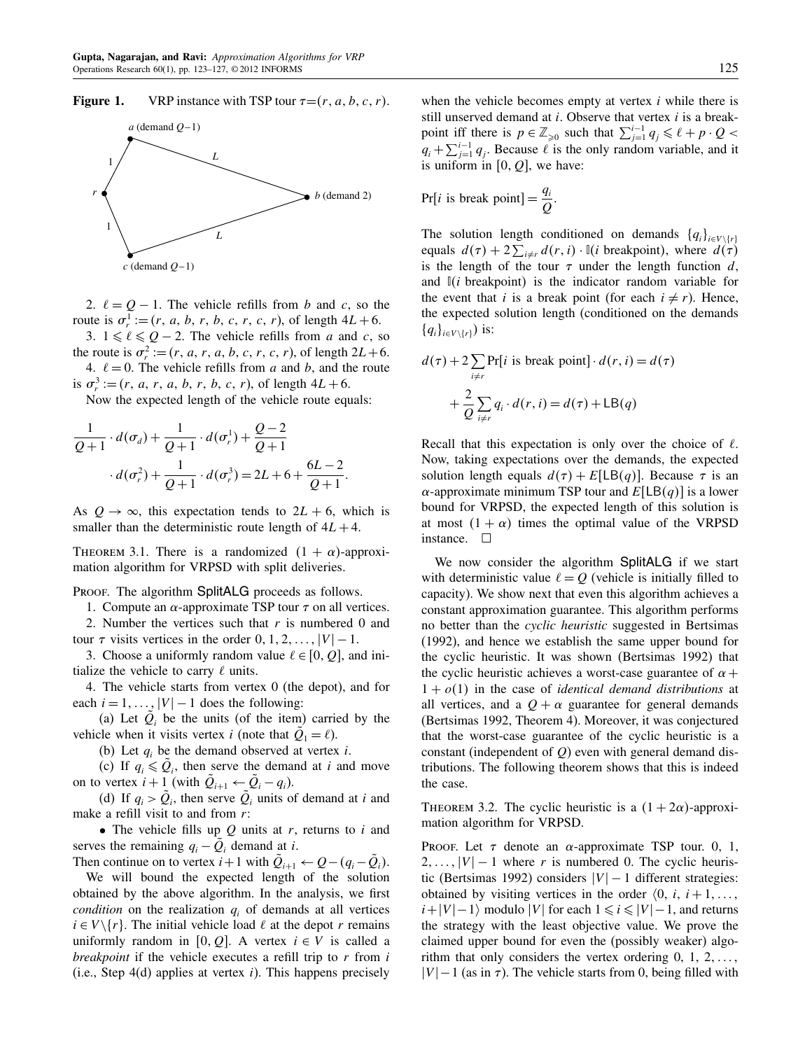**Figure 1.** VRP instance with TSP tour $\tau = (r, a, b, c, r)$.

2. $\ell = Q-1$. The vehicle refills from $b$ and $c$, so the route is $\sigma_r^1 := (r, a, b, r, b, c, r, c, r)$, of length $4L+6$.

3. $1 \leqslant \ell \leqslant Q-2$. The vehicle refills from $a$ and $c$, so the route is $\sigma_r^2 := (r, a, r, a, b, c, r, c, r)$, of length $2L+6$.

4. $\ell = 0$. The vehicle refills from $a$ and $b$, and the route is $\sigma_r^3 := (r, a, r, a, b, r, b, c, r)$, of length $4L+6$.

Now the expected length of the vehicle route equals:

$$\frac{1}{Q+1} \cdot d(\sigma_d) + \frac{1}{Q+1} \cdot d(\sigma_r^1) + \frac{Q-2}{Q+1} \cdot d(\sigma_r^2) + \frac{1}{Q+1} \cdot d(\sigma_r^3) = 2L + 6 + \frac{6L-2}{Q+1}.$$

As $Q \to \infty$, this expectation tends to $2L+6$, which is smaller than the deterministic route length of $4L+4$.

THEOREM 3.1. *There is a randomized $(1+\alpha)$-approximation algorithm for VRPSD with split deliveries.*

PROOF. The algorithm SplitALG proceeds as follows.

1. Compute an $\alpha$-approximate TSP tour $\tau$ on all vertices.
2. Number the vertices such that $r$ is numbered 0 and tour $\tau$ visits vertices in the order $0, 1, 2, \ldots, |V|-1$.
3. Choose a uniformly random value $\ell \in [0, Q]$, and initialize the vehicle to carry $\ell$ units.
4. The vehicle starts from vertex 0 (the depot), and for each $i = 1, \ldots, |V|-1$ does the following:
   (a) Let $\tilde{Q}_i$ be the units (of the item) carried by the vehicle when it visits vertex $i$ (note that $\tilde{Q}_1 = \ell$).
   (b) Let $q_i$ be the demand observed at vertex $i$.
   (c) If $q_i \leqslant \tilde{Q}_i$, then serve the demand at $i$ and move on to vertex $i+1$ (with $\tilde{Q}_{i+1} \leftarrow \tilde{Q}_i - q_i$).
   (d) If $q_i > \tilde{Q}_i$, then serve $\tilde{Q}_i$ units of demand at $i$ and make a refill visit to and from $r$:
   - The vehicle fills up $Q$ units at $r$, returns to $i$ and serves the remaining $q_i - \tilde{Q}_i$ demand at $i$.

   Then continue on to vertex $i+1$ with $\tilde{Q}_{i+1} \leftarrow Q - (q_i - \tilde{Q}_i)$.

We will bound the expected length of the solution obtained by the above algorithm. In the analysis, we first *condition* on the realization $q_i$ of demands at all vertices $i \in V \setminus \{r\}$. The initial vehicle load $\ell$ at the depot $r$ remains uniformly random in $[0, Q]$. A vertex $i \in V$ is called a *breakpoint* if the vehicle executes a refill trip to $r$ from $i$ (i.e., Step 4(d) applies at vertex $i$). This happens precisely when the vehicle becomes empty at vertex $i$ while there is still unserved demand at $i$. Observe that vertex $i$ is a breakpoint iff there is $p \in \mathbb{Z}_{\geqslant 0}$ such that $\sum_{j=1}^{i-1} q_j \leqslant \ell + p \cdot Q < q_i + \sum_{j=1}^{i-1} q_j$. Because $\ell$ is the only random variable, and it is uniform in $[0, Q]$, we have:

$$\Pr[i \text{ is break point}] = \frac{q_i}{Q}.$$

The solution length conditioned on demands $\{q_i\}_{i \in V \setminus \{r\}}$ equals $d(\tau) + 2\sum_{i \neq r} d(r, i) \cdot \mathbb{I}(i \text{ breakpoint})$, where $d(\tau)$ is the length of the tour $\tau$ under the length function $d$, and $\mathbb{I}(i \text{ breakpoint})$ is the indicator random variable for the event that $i$ is a break point (for each $i \neq r$). Hence, the expected solution length (conditioned on the demands $\{q_i\}_{i \in V \setminus \{r\}}$) is:

$$d(\tau) + 2\sum_{i \neq r} \Pr[i \text{ is break point}] \cdot d(r, i) = d(\tau) + \frac{2}{Q}\sum_{i \neq r} q_i \cdot d(r, i) = d(\tau) + \mathsf{LB}(q)$$

Recall that this expectation is only over the choice of $\ell$. Now, taking expectations over the demands, the expected solution length equals $d(\tau) + E[\mathsf{LB}(q)]$. Because $\tau$ is an $\alpha$-approximate minimum TSP tour and $E[\mathsf{LB}(q)]$ is a lower bound for VRPSD, the expected length of this solution is at most $(1+\alpha)$ times the optimal value of the VRPSD instance. $\square$

We now consider the algorithm SplitALG if we start with deterministic value $\ell = Q$ (vehicle is initially filled to capacity). We show next that even this algorithm achieves a constant approximation guarantee. This algorithm performs no better than the *cyclic heuristic* suggested in Bertsimas (1992), and hence we establish the same upper bound for the cyclic heuristic. It was shown (Bertsimas 1992) that the cyclic heuristic achieves a worst-case guarantee of $\alpha + 1 + o(1)$ in the case of *identical demand distributions* at all vertices, and a $Q + \alpha$ guarantee for general demands (Bertsimas 1992, Theorem 4). Moreover, it was conjectured that the worst-case guarantee of the cyclic heuristic is a constant (independent of $Q$) even with general demand distributions. The following theorem shows that this is indeed the case.

THEOREM 3.2. *The cyclic heuristic is a $(1+2\alpha)$-approximation algorithm for VRPSD.*

PROOF. Let $\tau$ denote an $\alpha$-approximate TSP tour. $0, 1, 2, \ldots, |V|-1$ where $r$ is numbered 0. The cyclic heuristic (Bertsimas 1992) considers $|V|-1$ different strategies: obtained by visiting vertices in the order $\langle 0, i, i+1, \ldots, i+|V|-1 \rangle$ modulo $|V|$ for each $1 \leqslant i \leqslant |V|-1$, and returns the strategy with the least objective value. We prove the claimed upper bound for even the (possibly weaker) algorithm that only considers the vertex ordering $0, 1, 2, \ldots, |V|-1$ (as in $\tau$). The vehicle starts from 0, being filled with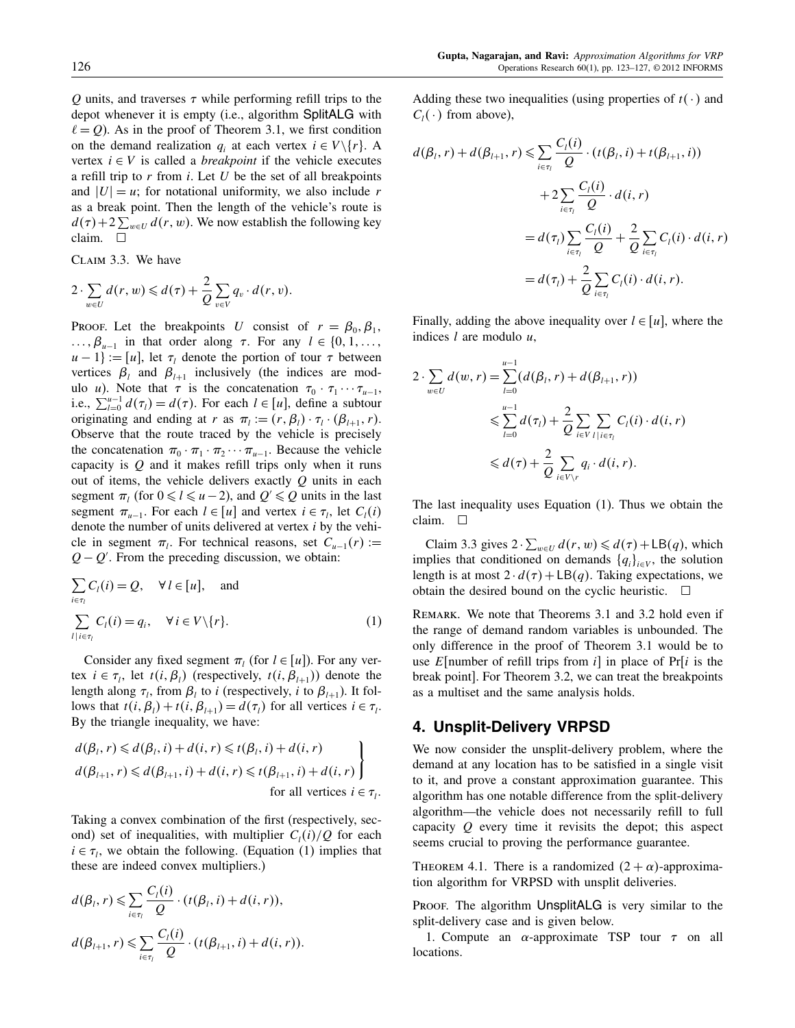$Q$ units, and traverses $\tau$ while performing refill trips to the depot whenever it is empty (i.e., algorithm SplitALG with $\ell = Q$). As in the proof of Theorem 3.1, we first condition on the demand realization $q_i$ at each vertex $i \in V\backslash\{r\}$. A vertex $i \in V$ is called a *breakpoint* if the vehicle executes a refill trip to $r$ from $i$. Let $U$ be the set of all breakpoints and $|U| = u$; for notational uniformity, we also include $r$ as a break point. Then the length of the vehicle's route is $d(\tau) + 2\sum_{w\in U} d(r, w)$. We now establish the following key claim. □

CLAIM 3.3. We have

$$2 \cdot \sum_{w\in U} d(r, w) \leqslant d(\tau) + \frac{2}{Q}\sum_{v\in V} q_v \cdot d(r, v).$$

PROOF. Let the breakpoints $U$ consist of $r = \beta_0, \beta_1, \ldots, \beta_{u-1}$ in that order along $\tau$. For any $l \in \{0, 1, \ldots, u-1\} := [u]$, let $\tau_l$ denote the portion of tour $\tau$ between vertices $\beta_l$ and $\beta_{l+1}$ inclusively (the indices are modulo $u$). Note that $\tau$ is the concatenation $\tau_0 \cdot \tau_1 \cdots \tau_{u-1}$, i.e., $\sum_{l=0}^{u-1} d(\tau_l) = d(\tau)$. For each $l \in [u]$, define a subtour originating and ending at $r$ as $\pi_l := (r, \beta_l) \cdot \tau_l \cdot (\beta_{l+1}, r)$. Observe that the route traced by the vehicle is precisely the concatenation $\pi_0 \cdot \pi_1 \cdot \pi_2 \cdots \pi_{u-1}$. Because the vehicle capacity is $Q$ and it makes refill trips only when it runs out of items, the vehicle delivers exactly $Q$ units in each segment $\pi_l$ (for $0 \leqslant l \leqslant u-2$), and $Q' \leqslant Q$ units in the last segment $\pi_{u-1}$. For each $l \in [u]$ and vertex $i \in \tau_l$, let $C_l(i)$ denote the number of units delivered at vertex $i$ by the vehicle in segment $\pi_l$. For technical reasons, set $C_{u-1}(r) := Q - Q'$. From the preceding discussion, we obtain:

$$\sum_{i\in\tau_l} C_l(i) = Q, \quad \forall\, l \in [u], \quad \text{and}$$

$$\sum_{l\,|\,i\in\tau_l} C_l(i) = q_i, \quad \forall\, i \in V\backslash\{r\}. \tag{1}$$

Consider any fixed segment $\pi_l$ (for $l \in [u]$). For any vertex $i \in \tau_l$, let $t(i, \beta_l)$ (respectively, $t(i, \beta_{l+1})$) denote the length along $\tau_l$, from $\beta_l$ to $i$ (respectively, $i$ to $\beta_{l+1}$). It follows that $t(i, \beta_l) + t(i, \beta_{l+1}) = d(\tau_l)$ for all vertices $i \in \tau_l$. By the triangle inequality, we have:

$$\left.\begin{aligned} d(\beta_l, r) &\leqslant d(\beta_l, i) + d(i, r) \leqslant t(\beta_l, i) + d(i, r)\\ d(\beta_{l+1}, r) &\leqslant d(\beta_{l+1}, i) + d(i, r) \leqslant t(\beta_{l+1}, i) + d(i, r) \end{aligned}\right\} \quad \text{for all vertices } i \in \tau_l.$$

Taking a convex combination of the first (respectively, second) set of inequalities, with multiplier $C_l(i)/Q$ for each $i \in \tau_l$, we obtain the following. (Equation (1) implies that these are indeed convex multipliers.)

$$d(\beta_l, r) \leqslant \sum_{i\in\tau_l} \frac{C_l(i)}{Q} \cdot (t(\beta_l, i) + d(i, r)),$$

$$d(\beta_{l+1}, r) \leqslant \sum_{i\in\tau_l} \frac{C_l(i)}{Q} \cdot (t(\beta_{l+1}, i) + d(i, r)).$$

Adding these two inequalities (using properties of $t(\cdot)$ and $C_l(\cdot)$ from above),

$$\begin{aligned} d(\beta_l, r) + d(\beta_{l+1}, r) &\leqslant \sum_{i\in\tau_l} \frac{C_l(i)}{Q} \cdot (t(\beta_l, i) + t(\beta_{l+1}, i)) + 2\sum_{i\in\tau_l} \frac{C_l(i)}{Q} \cdot d(i, r)\\ &= d(\tau_l)\sum_{i\in\tau_l} \frac{C_l(i)}{Q} + \frac{2}{Q}\sum_{i\in\tau_l} C_l(i) \cdot d(i, r)\\ &= d(\tau_l) + \frac{2}{Q}\sum_{i\in\tau_l} C_l(i) \cdot d(i, r). \end{aligned}$$

Finally, adding the above inequality over $l \in [u]$, where the indices $l$ are modulo $u$,

$$\begin{aligned} 2 \cdot \sum_{w\in U} d(w, r) &= \sum_{l=0}^{u-1} (d(\beta_l, r) + d(\beta_{l+1}, r))\\ &\leqslant \sum_{l=0}^{u-1} d(\tau_l) + \frac{2}{Q}\sum_{i\in V}\sum_{l\,|\,i\in\tau_l} C_l(i) \cdot d(i, r)\\ &\leqslant d(\tau) + \frac{2}{Q}\sum_{i\in V\backslash r} q_i \cdot d(i, r). \end{aligned}$$

The last inequality uses Equation (1). Thus we obtain the claim. □

Claim 3.3 gives $2 \cdot \sum_{w\in U} d(r, w) \leqslant d(\tau) + \mathsf{LB}(q)$, which implies that conditioned on demands $\{q_i\}_{i\in V}$, the solution length is at most $2 \cdot d(\tau) + \mathsf{LB}(q)$. Taking expectations, we obtain the desired bound on the cyclic heuristic. □

REMARK. We note that Theorems 3.1 and 3.2 hold even if the range of demand random variables is unbounded. The only difference in the proof of Theorem 3.1 would be to use $E$[number of refill trips from $i$] in place of Pr[$i$ is the break point]. For Theorem 3.2, we can treat the breakpoints as a multiset and the same analysis holds.

## 4. Unsplit-Delivery VRPSD

We now consider the unsplit-delivery problem, where the demand at any location has to be satisfied in a single visit to it, and prove a constant approximation guarantee. This algorithm has one notable difference from the split-delivery algorithm—the vehicle does not necessarily refill to full capacity $Q$ every time it revisits the depot; this aspect seems crucial to proving the performance guarantee.

THEOREM 4.1. *There is a randomized $(2 + \alpha)$-approximation algorithm for VRPSD with unsplit deliveries.*

PROOF. The algorithm UnsplitALG is very similar to the split-delivery case and is given below.

1. Compute an $\alpha$-approximate TSP tour $\tau$ on all locations.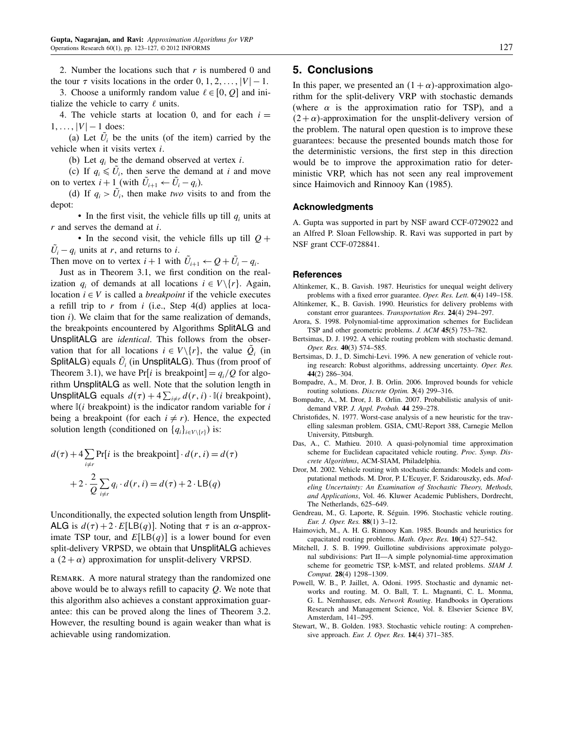2. Number the locations such that $r$ is numbered 0 and the tour $\tau$ visits locations in the order $0, 1, 2, \ldots, |V|-1$.

3. Choose a uniformly random value $\ell \in [0, Q]$ and initialize the vehicle to carry $\ell$ units.

4. The vehicle starts at location 0, and for each $i = 1, \ldots, |V|-1$ does:

(a) Let $\tilde{U}_i$ be the units (of the item) carried by the vehicle when it visits vertex $i$.

(b) Let $q_i$ be the demand observed at vertex $i$.

(c) If $q_i \leqslant \tilde{U}_i$, then serve the demand at $i$ and move on to vertex $i+1$ (with $\tilde{U}_{i+1} \leftarrow \tilde{U}_i - q_i$).

(d) If $q_i > \tilde{U}_i$, then make *two* visits to and from the depot:

- In the first visit, the vehicle fills up till $q_i$ units at $r$ and serves the demand at $i$.
- In the second visit, the vehicle fills up till $Q + \tilde{U}_i - q_i$ units at $r$, and returns to $i$.

Then move on to vertex $i+1$ with $\tilde{U}_{i+1} \leftarrow Q + \tilde{U}_i - q_i$.

Just as in Theorem 3.1, we first condition on the realization $q_i$ of demands at all locations $i \in V \setminus \{r\}$. Again, location $i \in V$ is called a *breakpoint* if the vehicle executes a refill trip to $r$ from $i$ (i.e., Step 4(d) applies at location $i$). We claim that for the same realization of demands, the breakpoints encountered by Algorithms SplitALG and UnsplitALG are *identical*. This follows from the observation that for all locations $i \in V \setminus \{r\}$, the value $\tilde{Q}_i$ (in SplitALG) equals $\tilde{U}_i$ (in UnsplitALG). Thus (from proof of Theorem 3.1), we have $\Pr[i \text{ is breakpoint}] = q_i/Q$ for algorithm UnsplitALG as well. Note that the solution length in UnsplitALG equals $d(\tau) + 4\sum_{i \neq r} d(r, i) \cdot \mathbb{I}(i \text{ breakpoint})$, where $\mathbb{I}(i \text{ breakpoint})$ is the indicator random variable for $i$ being a breakpoint (for each $i \neq r$). Hence, the expected solution length (conditioned on $\{q_i\}_{i \in V \setminus \{r\}}$) is:

$$d(\tau) + 4\sum_{i \neq r} \Pr[i \text{ is the breakpoint}] \cdot d(r, i) = d(\tau) + 2 \cdot \frac{2}{Q} \sum_{i \neq r} q_i \cdot d(r, i) = d(\tau) + 2 \cdot \mathsf{LB}(q)$$

Unconditionally, the expected solution length from UnsplitALG is $d(\tau) + 2 \cdot E[\mathsf{LB}(q)]$. Noting that $\tau$ is an $\alpha$-approximate TSP tour, and $E[\mathsf{LB}(q)]$ is a lower bound for even split-delivery VRPSD, we obtain that UnsplitALG achieves a $(2+\alpha)$ approximation for unsplit-delivery VRPSD.

Remark. A more natural strategy than the randomized one above would be to always refill to capacity $Q$. We note that this algorithm also achieves a constant approximation guarantee: this can be proved along the lines of Theorem 3.2. However, the resulting bound is again weaker than what is achievable using randomization.

## 5. Conclusions

In this paper, we presented an $(1+\alpha)$-approximation algorithm for the split-delivery VRP with stochastic demands (where $\alpha$ is the approximation ratio for TSP), and a $(2+\alpha)$-approximation for the unsplit-delivery version of the problem. The natural open question is to improve these guarantees: because the presented bounds match those for the deterministic versions, the first step in this direction would be to improve the approximation ratio for deterministic VRP, which has not seen any real improvement since Haimovich and Rinnooy Kan (1985).

### Acknowledgments

A. Gupta was supported in part by NSF award CCF-0729022 and an Alfred P. Sloan Fellowship. R. Ravi was supported in part by NSF grant CCF-0728841.

### References

Altinkemer, K., B. Gavish. 1987. Heuristics for unequal weight delivery problems with a fixed error guarantee. *Oper. Res. Lett.* **6**(4) 149–158.

Altinkemer, K., B. Gavish. 1990. Heuristics for delivery problems with constant error guarantees. *Transportation Res.* **24**(4) 294–297.

Arora, S. 1998. Polynomial-time approximation schemes for Euclidean TSP and other geometric problems. *J. ACM* **45**(5) 753–782.

Bertsimas, D. J. 1992. A vehicle routing problem with stochastic demand. *Oper. Res.* **40**(3) 574–585.

Bertsimas, D. J., D. Simchi-Levi. 1996. A new generation of vehicle routing research: Robust algorithms, addressing uncertainty. *Oper. Res.* **44**(2) 286–304.

Bompadre, A., M. Dror, J. B. Orlin. 2006. Improved bounds for vehicle routing solutions. *Discrete Optim.* **3**(4) 299–316.

Bompadre, A., M. Dror, J. B. Orlin. 2007. Probabilistic analysis of unit-demand VRP. *J. Appl. Probab.* **44** 259–278.

Christofides, N. 1977. Worst-case analysis of a new heuristic for the travelling salesman problem. GSIA, CMU-Report 388, Carnegie Mellon University, Pittsburgh.

Das, A., C. Mathieu. 2010. A quasi-polynomial time approximation scheme for Euclidean capacitated vehicle routing. *Proc. Symp. Discrete Algorithms*, ACM-SIAM, Philadelphia.

Dror, M. 2002. Vehicle routing with stochastic demands: Models and computational methods. M. Dror, P. L'Ecuyer, F. Szidarouszky, eds. *Modeling Uncertainty: An Examination of Stochastic Theory, Methods, and Applications*, Vol. 46. Kluwer Academic Publishers, Dordrecht, The Netherlands, 625–649.

Gendreau, M., G. Laporte, R. Séguin. 1996. Stochastic vehicle routing. *Eur. J. Oper. Res.* **88**(1) 3–12.

Haimovich, M., A. H. G. Rinnooy Kan. 1985. Bounds and heuristics for capacitated routing problems. *Math. Oper. Res.* **10**(4) 527–542.

Mitchell, J. S. B. 1999. Guillotine subdivisions approximate polygonal subdivisions: Part II—A simple polynomial-time approximation scheme for geometric TSP, k-MST, and related problems. *SIAM J. Comput.* **28**(4) 1298–1309.

Powell, W. B., P. Jaillet, A. Odoni. 1995. Stochastic and dynamic networks and routing. M. O. Ball, T. L. Magnanti, C. L. Monma, G. L. Nemhauser, eds. *Network Routing*. Handbooks in Operations Research and Management Science, Vol. 8. Elsevier Science BV, Amsterdam, 141–295.

Stewart, W., B. Golden. 1983. Stochastic vehicle routing: A comprehensive approach. *Eur. J. Oper. Res.* **14**(4) 371–385.